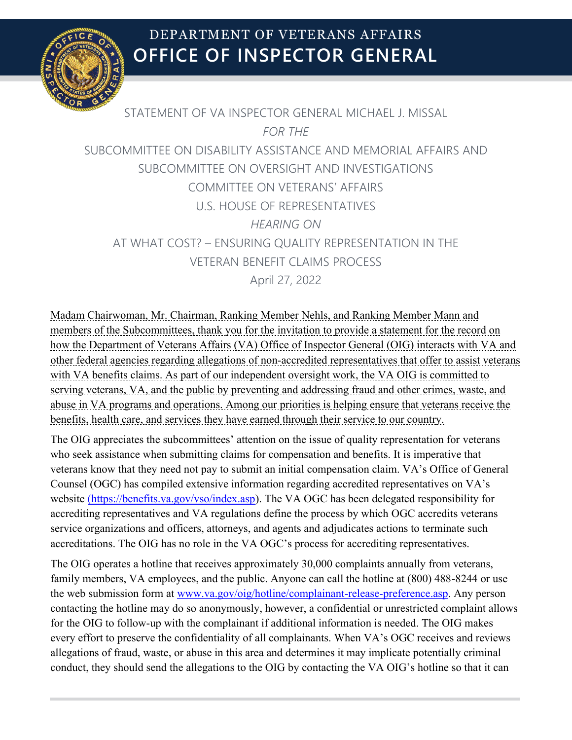# DEPARTMENT OF VETERANS AFFAIRS
# OFFICE OF INSPECTOR GENERAL

STATEMENT OF VA INSPECTOR GENERAL MICHAEL J. MISSAL

*FOR THE*

SUBCOMMITTEE ON DISABILITY ASSISTANCE AND MEMORIAL AFFAIRS AND SUBCOMMITTEE ON OVERSIGHT AND INVESTIGATIONS

COMMITTEE ON VETERANS' AFFAIRS

U.S. HOUSE OF REPRESENTATIVES

*HEARING ON*

AT WHAT COST? – ENSURING QUALITY REPRESENTATION IN THE VETERAN BENEFIT CLAIMS PROCESS

April 27, 2022

Madam Chairwoman, Mr. Chairman, Ranking Member Nehls, and Ranking Member Mann and members of the Subcommittees, thank you for the invitation to provide a statement for the record on how the Department of Veterans Affairs (VA) Office of Inspector General (OIG) interacts with VA and other federal agencies regarding allegations of non-accredited representatives that offer to assist veterans with VA benefits claims. As part of our independent oversight work, the VA OIG is committed to serving veterans, VA, and the public by preventing and addressing fraud and other crimes, waste, and abuse in VA programs and operations. Among our priorities is helping ensure that veterans receive the benefits, health care, and services they have earned through their service to our country.

The OIG appreciates the subcommittees' attention on the issue of quality representation for veterans who seek assistance when submitting claims for compensation and benefits. It is imperative that veterans know that they need not pay to submit an initial compensation claim. VA's Office of General Counsel (OGC) has compiled extensive information regarding accredited representatives on VA's website (https://benefits.va.gov/vso/index.asp). The VA OGC has been delegated responsibility for accrediting representatives and VA regulations define the process by which OGC accredits veterans service organizations and officers, attorneys, and agents and adjudicates actions to terminate such accreditations. The OIG has no role in the VA OGC's process for accrediting representatives.

The OIG operates a hotline that receives approximately 30,000 complaints annually from veterans, family members, VA employees, and the public. Anyone can call the hotline at (800) 488-8244 or use the web submission form at www.va.gov/oig/hotline/complainant-release-preference.asp. Any person contacting the hotline may do so anonymously, however, a confidential or unrestricted complaint allows for the OIG to follow-up with the complainant if additional information is needed. The OIG makes every effort to preserve the confidentiality of all complainants. When VA's OGC receives and reviews allegations of fraud, waste, or abuse in this area and determines it may implicate potentially criminal conduct, they should send the allegations to the OIG by contacting the VA OIG's hotline so that it can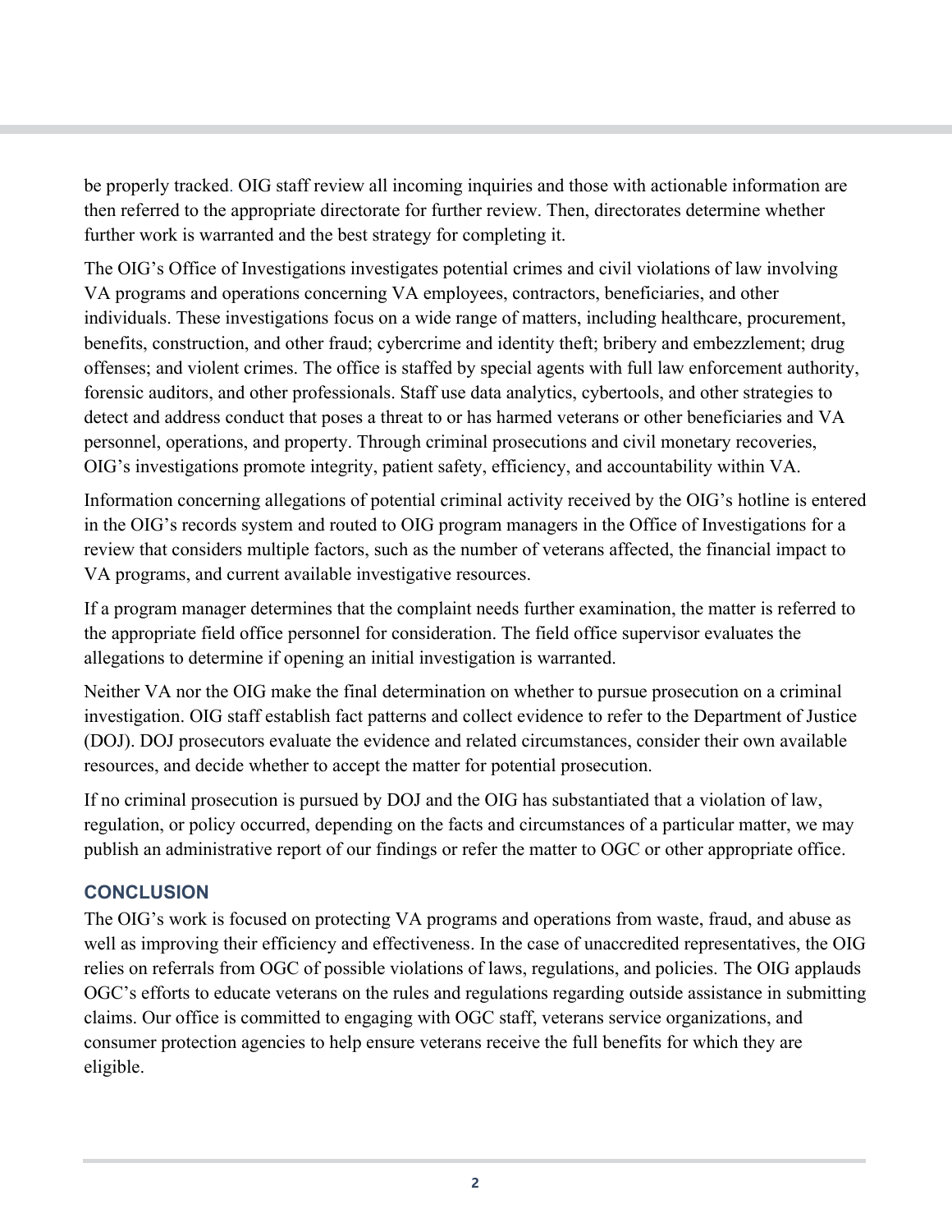be properly tracked. OIG staff review all incoming inquiries and those with actionable information are then referred to the appropriate directorate for further review. Then, directorates determine whether further work is warranted and the best strategy for completing it.

The OIG's Office of Investigations investigates potential crimes and civil violations of law involving VA programs and operations concerning VA employees, contractors, beneficiaries, and other individuals. These investigations focus on a wide range of matters, including healthcare, procurement, benefits, construction, and other fraud; cybercrime and identity theft; bribery and embezzlement; drug offenses; and violent crimes. The office is staffed by special agents with full law enforcement authority, forensic auditors, and other professionals. Staff use data analytics, cybertools, and other strategies to detect and address conduct that poses a threat to or has harmed veterans or other beneficiaries and VA personnel, operations, and property. Through criminal prosecutions and civil monetary recoveries, OIG's investigations promote integrity, patient safety, efficiency, and accountability within VA.

Information concerning allegations of potential criminal activity received by the OIG's hotline is entered in the OIG's records system and routed to OIG program managers in the Office of Investigations for a review that considers multiple factors, such as the number of veterans affected, the financial impact to VA programs, and current available investigative resources.

If a program manager determines that the complaint needs further examination, the matter is referred to the appropriate field office personnel for consideration. The field office supervisor evaluates the allegations to determine if opening an initial investigation is warranted.

Neither VA nor the OIG make the final determination on whether to pursue prosecution on a criminal investigation. OIG staff establish fact patterns and collect evidence to refer to the Department of Justice (DOJ). DOJ prosecutors evaluate the evidence and related circumstances, consider their own available resources, and decide whether to accept the matter for potential prosecution.

If no criminal prosecution is pursued by DOJ and the OIG has substantiated that a violation of law, regulation, or policy occurred, depending on the facts and circumstances of a particular matter, we may publish an administrative report of our findings or refer the matter to OGC or other appropriate office.

## CONCLUSION

The OIG's work is focused on protecting VA programs and operations from waste, fraud, and abuse as well as improving their efficiency and effectiveness. In the case of unaccredited representatives, the OIG relies on referrals from OGC of possible violations of laws, regulations, and policies. The OIG applauds OGC's efforts to educate veterans on the rules and regulations regarding outside assistance in submitting claims. Our office is committed to engaging with OGC staff, veterans service organizations, and consumer protection agencies to help ensure veterans receive the full benefits for which they are eligible.